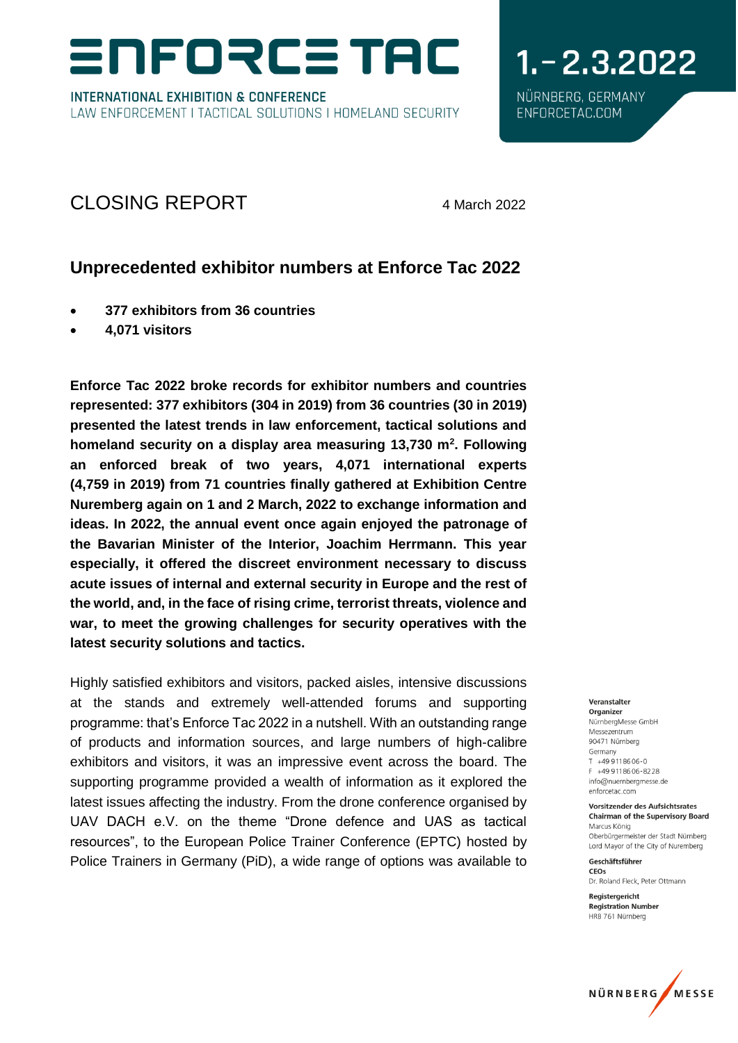# ENFORCE TAC

INTERNATIONAL EXHIBITION & CONFERENCE
LAW ENFORCEMENT I TACTICAL SOLUTIONS I HOMELAND SECURITY

1.–2.3.2022
NÜRNBERG, GERMANY
ENFORCETAC.COM

## CLOSING REPORT

4 March 2022

### Unprecedented exhibitor numbers at Enforce Tac 2022

- **377 exhibitors from 36 countries**
- **4,071 visitors**

**Enforce Tac 2022 broke records for exhibitor numbers and countries represented: 377 exhibitors (304 in 2019) from 36 countries (30 in 2019) presented the latest trends in law enforcement, tactical solutions and homeland security on a display area measuring 13,730 m$^2$. Following an enforced break of two years, 4,071 international experts (4,759 in 2019) from 71 countries finally gathered at Exhibition Centre Nuremberg again on 1 and 2 March, 2022 to exchange information and ideas. In 2022, the annual event once again enjoyed the patronage of the Bavarian Minister of the Interior, Joachim Herrmann. This year especially, it offered the discreet environment necessary to discuss acute issues of internal and external security in Europe and the rest of the world, and, in the face of rising crime, terrorist threats, violence and war, to meet the growing challenges for security operatives with the latest security solutions and tactics.**

Highly satisfied exhibitors and visitors, packed aisles, intensive discussions at the stands and extremely well-attended forums and supporting programme: that's Enforce Tac 2022 in a nutshell. With an outstanding range of products and information sources, and large numbers of high-calibre exhibitors and visitors, it was an impressive event across the board. The supporting programme provided a wealth of information as it explored the latest issues affecting the industry. From the drone conference organised by UAV DACH e.V. on the theme "Drone defence and UAS as tactical resources", to the European Police Trainer Conference (EPTC) hosted by Police Trainers in Germany (PiD), a wide range of options was available to

**Veranstalter**
**Organizer**
NürnbergMesse GmbH
Messezentrum
90471 Nürnberg
Germany
T +49 9 11 86 06-0
F +49 9 11 86 06-82 28
info@nuernbergmesse.de
enforcetac.com

**Vorsitzender des Aufsichtsrates**
**Chairman of the Supervisory Board**
Marcus König
Oberbürgermeister der Stadt Nürnberg
Lord Mayor of the City of Nuremberg

**Geschäftsführer**
**CEOs**
Dr. Roland Fleck, Peter Ottmann

**Registergericht**
**Registration Number**
HRB 761 Nürnberg

NÜRNBERG MESSE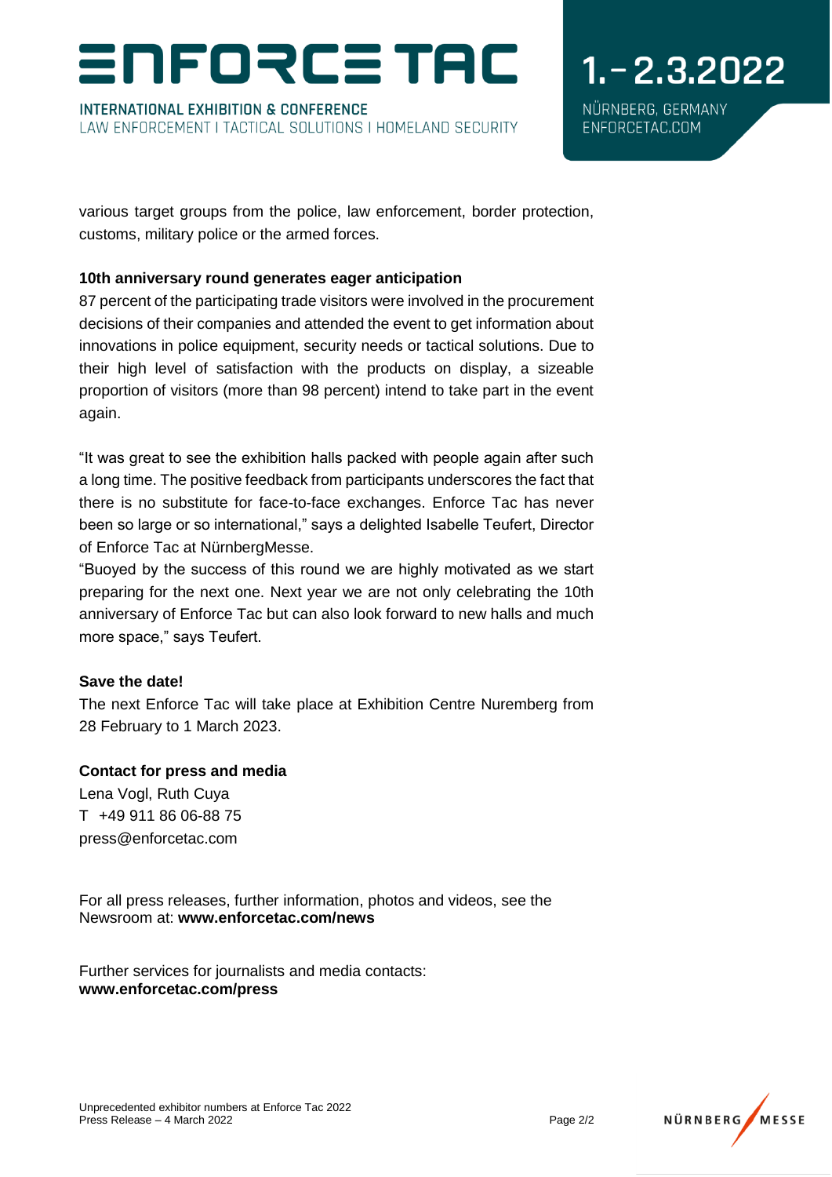various target groups from the police, law enforcement, border protection, customs, military police or the armed forces.

**10th anniversary round generates eager anticipation**

87 percent of the participating trade visitors were involved in the procurement decisions of their companies and attended the event to get information about innovations in police equipment, security needs or tactical solutions. Due to their high level of satisfaction with the products on display, a sizeable proportion of visitors (more than 98 percent) intend to take part in the event again.

"It was great to see the exhibition halls packed with people again after such a long time. The positive feedback from participants underscores the fact that there is no substitute for face-to-face exchanges. Enforce Tac has never been so large or so international," says a delighted Isabelle Teufert, Director of Enforce Tac at NürnbergMesse.

"Buoyed by the success of this round we are highly motivated as we start preparing for the next one. Next year we are not only celebrating the 10th anniversary of Enforce Tac but can also look forward to new halls and much more space," says Teufert.

**Save the date!**

The next Enforce Tac will take place at Exhibition Centre Nuremberg from 28 February to 1 March 2023.

**Contact for press and media**

Lena Vogl, Ruth Cuya
T +49 911 86 06-88 75
press@enforcetac.com

For all press releases, further information, photos and videos, see the Newsroom at: **www.enforcetac.com/news**

Further services for journalists and media contacts:
**www.enforcetac.com/press**